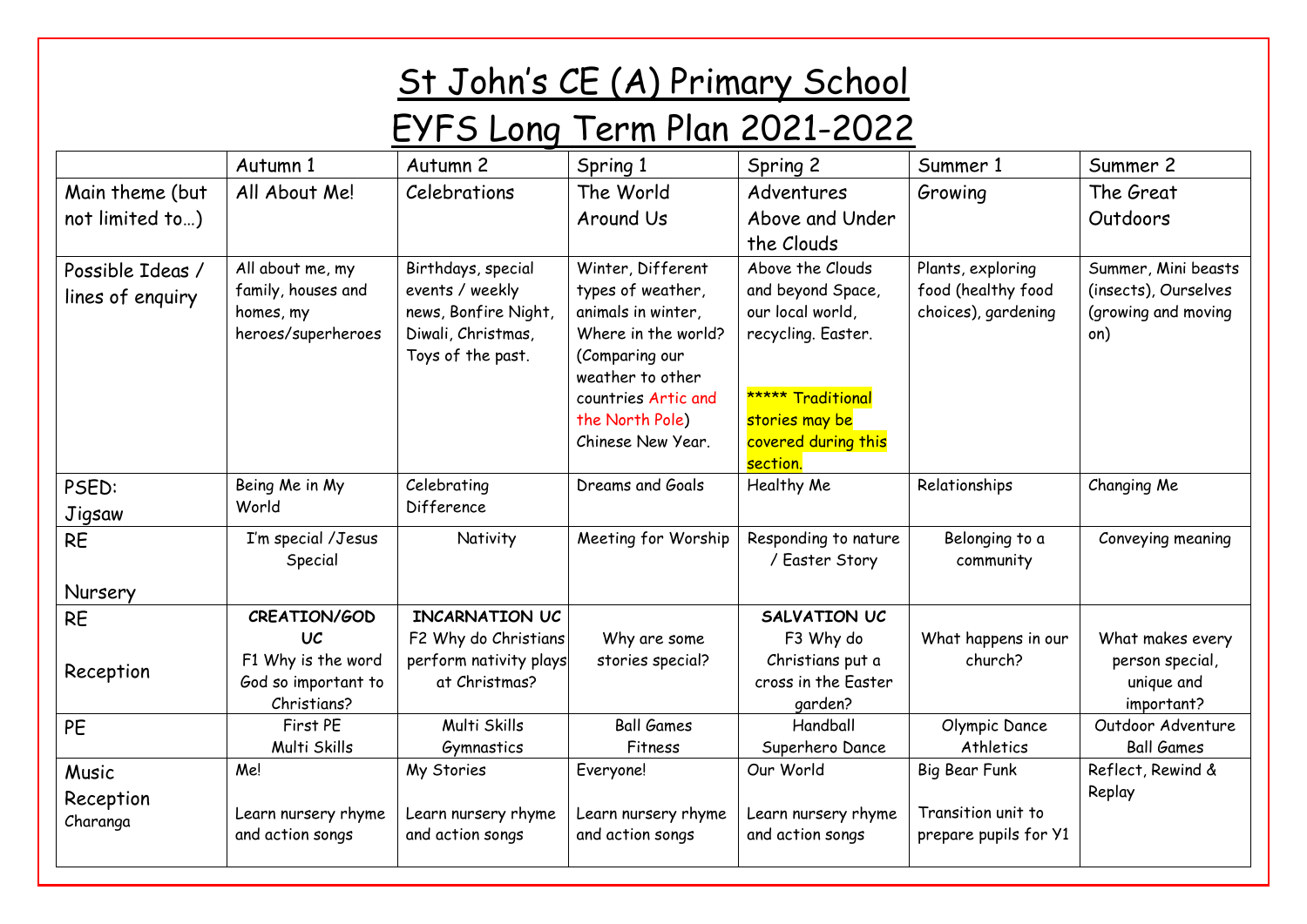# St John's CE (A) Primary School

# EYFS Long Term Plan 2021-2022

| | Autumn 1 | Autumn 2 | Spring 1 | Spring 2 | Summer 1 | Summer 2 |
|---|---|---|---|---|---|---|
| Main theme (but not limited to…) | All About Me! | Celebrations | The World Around Us | Adventures Above and Under the Clouds | Growing | The Great Outdoors |
| Possible Ideas / lines of enquiry | All about me, my family, houses and homes, my heroes/superheroes | Birthdays, special events / weekly news, Bonfire Night, Diwali, Christmas, Toys of the past. | Winter, Different types of weather, animals in winter, Where in the world? (Comparing our weather to other countries Artic and the North Pole) Chinese New Year. | Above the Clouds and beyond Space, our local world, recycling. Easter.<br><br>***** Traditional stories may be covered during this section. | Plants, exploring food (healthy food choices), gardening | Summer, Mini beasts (insects), Ourselves (growing and moving on) |
| PSED: Jigsaw | Being Me in My World | Celebrating Difference | Dreams and Goals | Healthy Me | Relationships | Changing Me |
| RE Nursery | I'm special /Jesus Special | Nativity | Meeting for Worship | Responding to nature / Easter Story | Belonging to a community | Conveying meaning |
| RE Reception | **CREATION/GOD UC**<br>F1 Why is the word God so important to Christians? | **INCARNATION UC**<br>F2 Why do Christians perform nativity plays at Christmas? | Why are some stories special? | **SALVATION UC**<br>F3 Why do Christians put a cross in the Easter garden? | What happens in our church? | What makes every person special, unique and important? |
| PE | First PE<br>Multi Skills | Multi Skills<br>Gymnastics | Ball Games<br>Fitness | Handball<br>Superhero Dance | Olympic Dance<br>Athletics | Outdoor Adventure<br>Ball Games |
| Music Reception Charanga | Me!<br><br>Learn nursery rhyme and action songs | My Stories<br><br>Learn nursery rhyme and action songs | Everyone!<br><br>Learn nursery rhyme and action songs | Our World<br><br>Learn nursery rhyme and action songs | Big Bear Funk<br><br>Transition unit to prepare pupils for Y1 | Reflect, Rewind & Replay |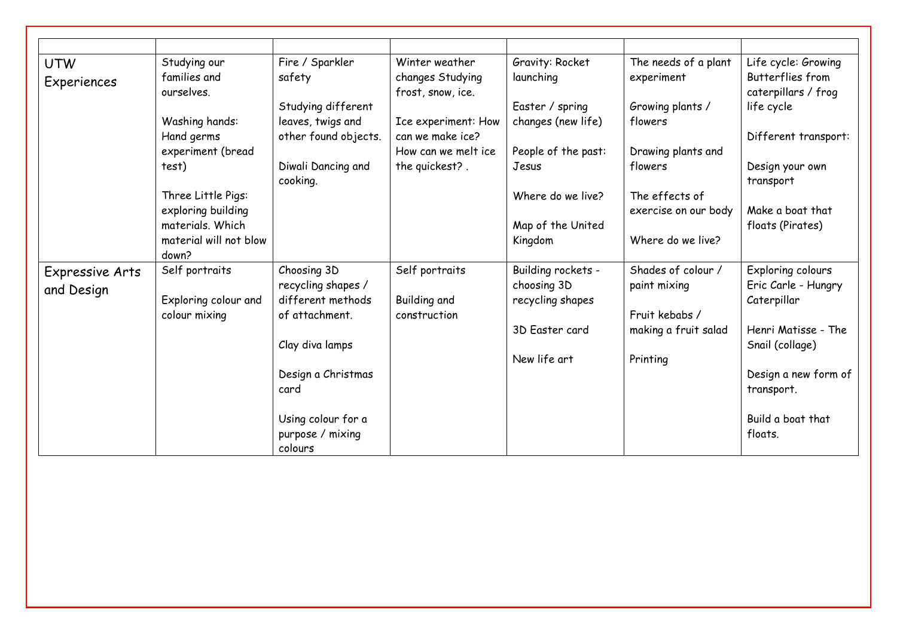| | | | | | | |
|---|---|---|---|---|---|---|
| UTW Experiences | Studying our families and ourselves.<br><br>Washing hands: Hand germs experiment (bread test)<br><br>Three Little Pigs: exploring building materials. Which material will not blow down? | Fire / Sparkler safety<br><br>Studying different leaves, twigs and other found objects.<br><br>Diwali Dancing and cooking. | Winter weather changes Studying frost, snow, ice.<br><br>Ice experiment: How can we make ice? How can we melt ice the quickest? . | Gravity: Rocket launching<br><br>Easter / spring changes (new life)<br><br>People of the past: Jesus<br><br>Where do we live?<br><br>Map of the United Kingdom | The needs of a plant experiment<br><br>Growing plants / flowers<br><br>Drawing plants and flowers<br><br>The effects of exercise on our body<br><br>Where do we live? | Life cycle: Growing Butterflies from caterpillars / frog life cycle<br><br>Different transport:<br><br>Design your own transport<br><br>Make a boat that floats (Pirates) |
| Expressive Arts and Design | Self portraits<br><br>Exploring colour and colour mixing | Choosing 3D recycling shapes / different methods of attachment.<br><br>Clay diva lamps<br><br>Design a Christmas card<br><br>Using colour for a purpose / mixing colours | Self portraits<br><br>Building and construction | Building rockets - choosing 3D recycling shapes<br><br>3D Easter card<br><br>New life art | Shades of colour / paint mixing<br><br>Fruit kebabs / making a fruit salad<br><br>Printing | Exploring colours Eric Carle - Hungry Caterpillar<br><br>Henri Matisse - The Snail (collage)<br><br>Design a new form of transport.<br><br>Build a boat that floats. |